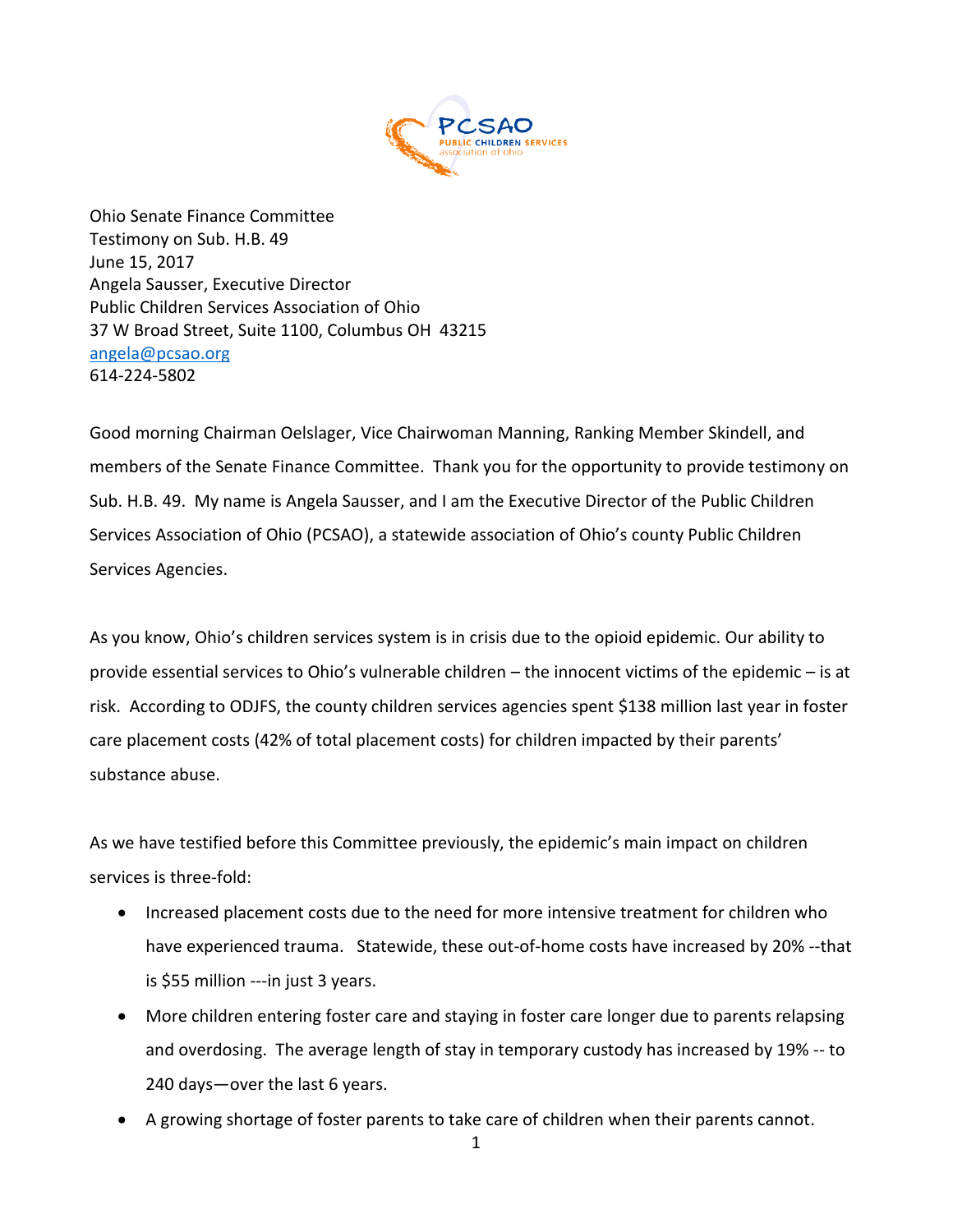Ohio Senate Finance Committee
Testimony on Sub. H.B. 49
June 15, 2017
Angela Sausser, Executive Director
Public Children Services Association of Ohio
37 W Broad Street, Suite 1100, Columbus OH 43215
angela@pcsao.org
614-224-5802

Good morning Chairman Oelslager, Vice Chairwoman Manning, Ranking Member Skindell, and members of the Senate Finance Committee. Thank you for the opportunity to provide testimony on Sub. H.B. 49. My name is Angela Sausser, and I am the Executive Director of the Public Children Services Association of Ohio (PCSAO), a statewide association of Ohio's county Public Children Services Agencies.

As you know, Ohio's children services system is in crisis due to the opioid epidemic. Our ability to provide essential services to Ohio's vulnerable children – the innocent victims of the epidemic – is at risk. According to ODJFS, the county children services agencies spent $138 million last year in foster care placement costs (42% of total placement costs) for children impacted by their parents' substance abuse.

As we have testified before this Committee previously, the epidemic's main impact on children services is three-fold:

- Increased placement costs due to the need for more intensive treatment for children who have experienced trauma. Statewide, these out-of-home costs have increased by 20% --that is $55 million ---in just 3 years.
- More children entering foster care and staying in foster care longer due to parents relapsing and overdosing. The average length of stay in temporary custody has increased by 19% -- to 240 days—over the last 6 years.
- A growing shortage of foster parents to take care of children when their parents cannot.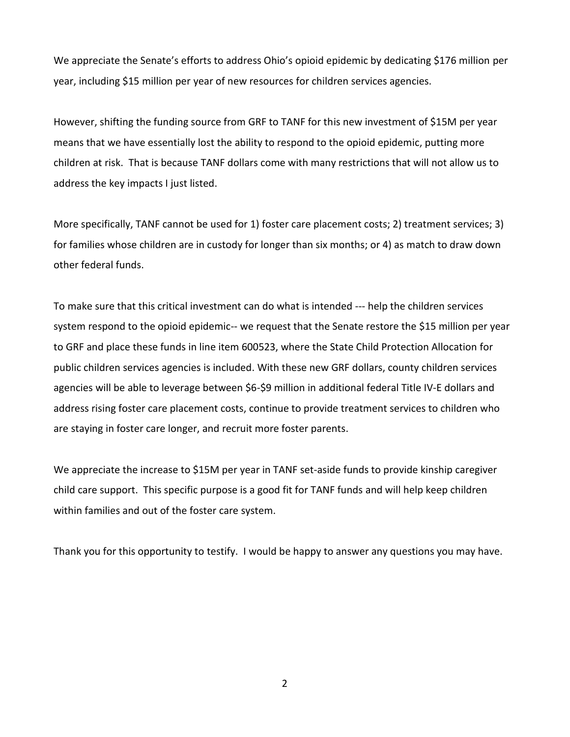We appreciate the Senate's efforts to address Ohio's opioid epidemic by dedicating $176 million per year, including $15 million per year of new resources for children services agencies.

However, shifting the funding source from GRF to TANF for this new investment of $15M per year means that we have essentially lost the ability to respond to the opioid epidemic, putting more children at risk. That is because TANF dollars come with many restrictions that will not allow us to address the key impacts I just listed.

More specifically, TANF cannot be used for 1) foster care placement costs; 2) treatment services; 3) for families whose children are in custody for longer than six months; or 4) as match to draw down other federal funds.

To make sure that this critical investment can do what is intended --- help the children services system respond to the opioid epidemic-- we request that the Senate restore the $15 million per year to GRF and place these funds in line item 600523, where the State Child Protection Allocation for public children services agencies is included. With these new GRF dollars, county children services agencies will be able to leverage between $6-$9 million in additional federal Title IV-E dollars and address rising foster care placement costs, continue to provide treatment services to children who are staying in foster care longer, and recruit more foster parents.

We appreciate the increase to $15M per year in TANF set-aside funds to provide kinship caregiver child care support. This specific purpose is a good fit for TANF funds and will help keep children within families and out of the foster care system.

Thank you for this opportunity to testify. I would be happy to answer any questions you may have.